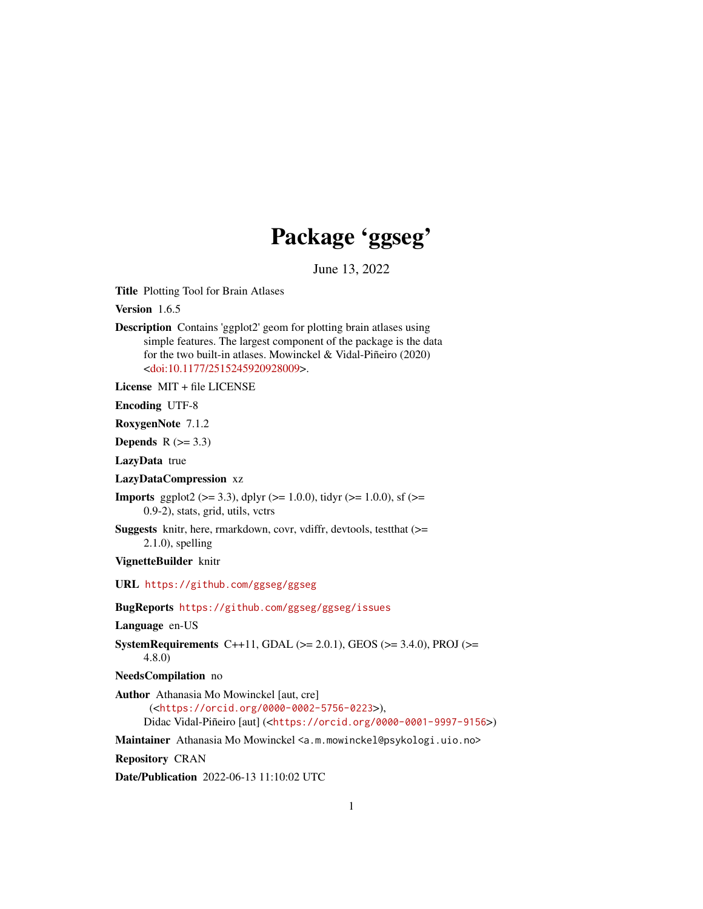# Package 'ggseg'

June 13, 2022

**Title** Plotting Tool for Brain Atlases

**Version** 1.6.5

**Description** Contains 'ggplot2' geom for plotting brain atlases using simple features. The largest component of the package is the data for the two built-in atlases. Mowinckel & Vidal-Piñeiro (2020) <doi:10.1177/2515245920928009>.

**License** MIT + file LICENSE

**Encoding** UTF-8

**RoxygenNote** 7.1.2

**Depends** R (>= 3.3)

**LazyData** true

**LazyDataCompression** xz

**Imports** ggplot2 (>= 3.3), dplyr (>= 1.0.0), tidyr (>= 1.0.0), sf (>= 0.9-2), stats, grid, utils, vctrs

**Suggests** knitr, here, rmarkdown, covr, vdiffr, devtools, testthat (>= 2.1.0), spelling

**VignetteBuilder** knitr

**URL** https://github.com/ggseg/ggseg

**BugReports** https://github.com/ggseg/ggseg/issues

**Language** en-US

**SystemRequirements** C++11, GDAL (>= 2.0.1), GEOS (>= 3.4.0), PROJ (>= 4.8.0)

**NeedsCompilation** no

**Author** Athanasia Mo Mowinckel [aut, cre] (<https://orcid.org/0000-0002-5756-0223>), Didac Vidal-Piñeiro [aut] (<https://orcid.org/0000-0001-9997-9156>)

**Maintainer** Athanasia Mo Mowinckel <a.m.mowinckel@psykologi.uio.no>

**Repository** CRAN

**Date/Publication** 2022-06-13 11:10:02 UTC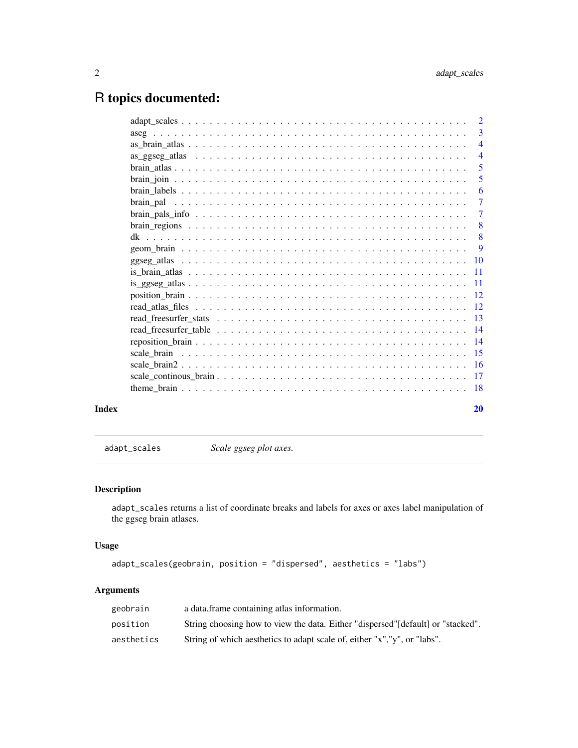# R topics documented:

| | |
|---|---|
| adapt_scales | 2 |
| aseg | 3 |
| as_brain_atlas | 4 |
| as_ggseg_atlas | 4 |
| brain_atlas | 5 |
| brain_join | 5 |
| brain_labels | 6 |
| brain_pal | 7 |
| brain_pals_info | 7 |
| brain_regions | 8 |
| dk | 8 |
| geom_brain | 9 |
| ggseg_atlas | 10 |
| is_brain_atlas | 11 |
| is_ggseg_atlas | 11 |
| position_brain | 12 |
| read_atlas_files | 12 |
| read_freesurfer_stats | 13 |
| read_freesurfer_table | 14 |
| reposition_brain | 14 |
| scale_brain | 15 |
| scale_brain2 | 16 |
| scale_continous_brain | 17 |
| theme_brain | 18 |

**Index** **20**

---

## adapt_scales — *Scale ggseg plot axes.*

### Description

adapt_scales returns a list of coordinate breaks and labels for axes or axes label manipulation of the ggseg brain atlases.

### Usage

```
adapt_scales(geobrain, position = "dispersed", aesthetics = "labs")
```

### Arguments

| | |
|---|---|
| geobrain | a data.frame containing atlas information. |
| position | String choosing how to view the data. Either "dispersed"[default] or "stacked". |
| aesthetics | String of which aesthetics to adapt scale of, either "x","y", or "labs". |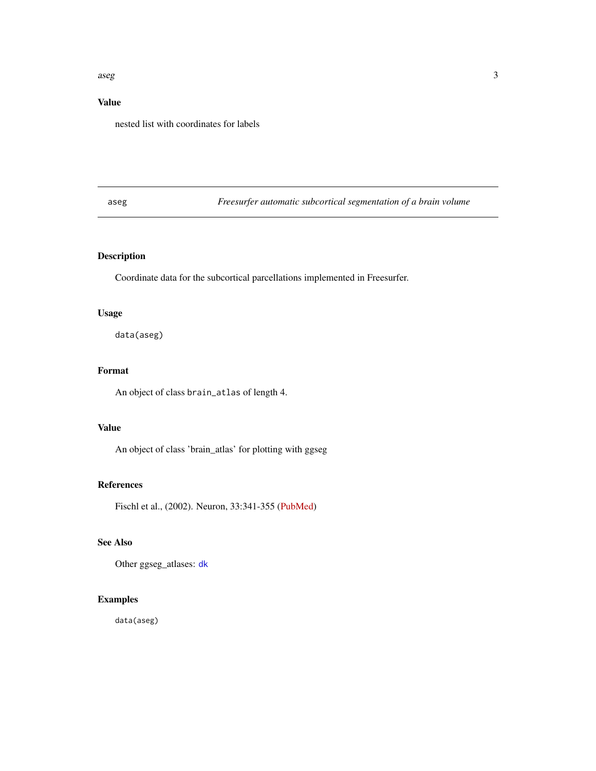## Value

nested list with coordinates for labels

---

## aseg — *Freesurfer automatic subcortical segmentation of a brain volume*

---

### Description

Coordinate data for the subcortical parcellations implemented in Freesurfer.

### Usage

```
data(aseg)
```

### Format

An object of class `brain_atlas` of length 4.

### Value

An object of class 'brain_atlas' for plotting with ggseg

### References

Fischl et al., (2002). Neuron, 33:341-355 (PubMed)

### See Also

Other ggseg_atlases: `dk`

### Examples

```
data(aseg)
```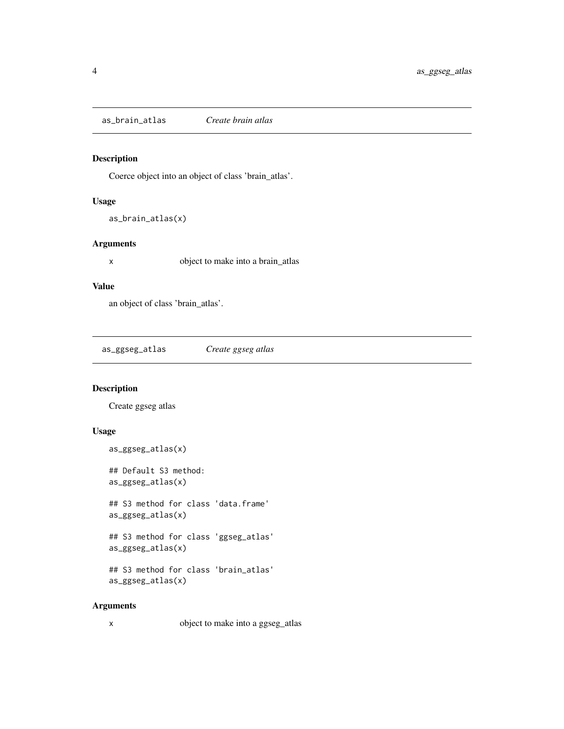## as_brain_atlas    *Create brain atlas*

### Description

Coerce object into an object of class 'brain_atlas'.

### Usage

```
as_brain_atlas(x)
```

### Arguments

| | |
|---|---|
| x | object to make into a brain_atlas |

### Value

an object of class 'brain_atlas'.

## as_ggseg_atlas    *Create ggseg atlas*

### Description

Create ggseg atlas

### Usage

```
as_ggseg_atlas(x)

## Default S3 method:
as_ggseg_atlas(x)

## S3 method for class 'data.frame'
as_ggseg_atlas(x)

## S3 method for class 'ggseg_atlas'
as_ggseg_atlas(x)

## S3 method for class 'brain_atlas'
as_ggseg_atlas(x)
```

### Arguments

| | |
|---|---|
| x | object to make into a ggseg_atlas |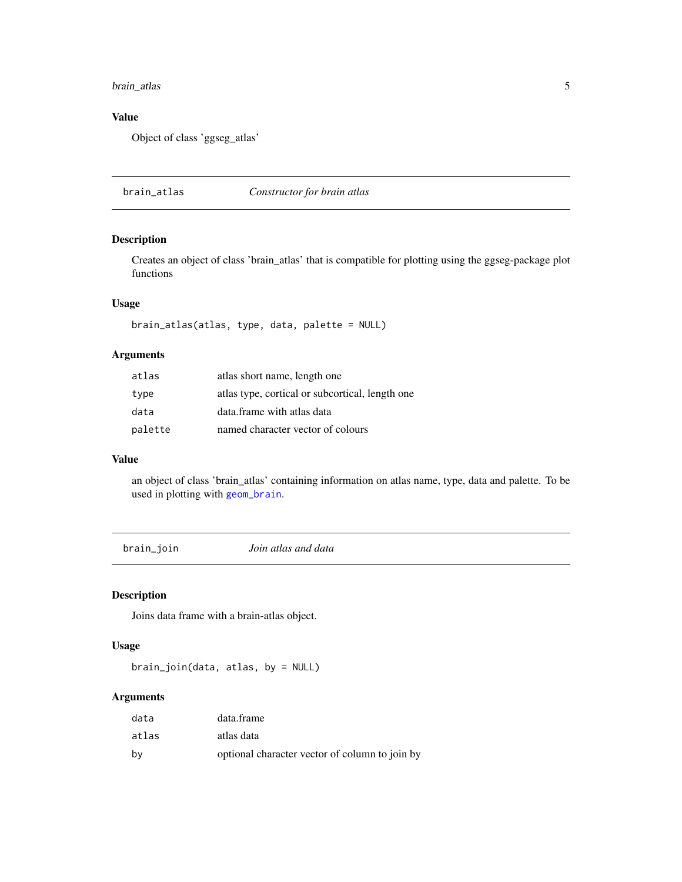## Value

Object of class 'ggseg_atlas'

---

## brain_atlas *Constructor for brain atlas*

---

### Description

Creates an object of class 'brain_atlas' that is compatible for plotting using the ggseg-package plot functions

### Usage

```
brain_atlas(atlas, type, data, palette = NULL)
```

### Arguments

| | |
|---|---|
| atlas | atlas short name, length one |
| type | atlas type, cortical or subcortical, length one |
| data | data.frame with atlas data |
| palette | named character vector of colours |

### Value

an object of class 'brain_atlas' containing information on atlas name, type, data and palette. To be used in plotting with `geom_brain`.

---

## brain_join *Join atlas and data*

---

### Description

Joins data frame with a brain-atlas object.

### Usage

```
brain_join(data, atlas, by = NULL)
```

### Arguments

| | |
|---|---|
| data | data.frame |
| atlas | atlas data |
| by | optional character vector of column to join by |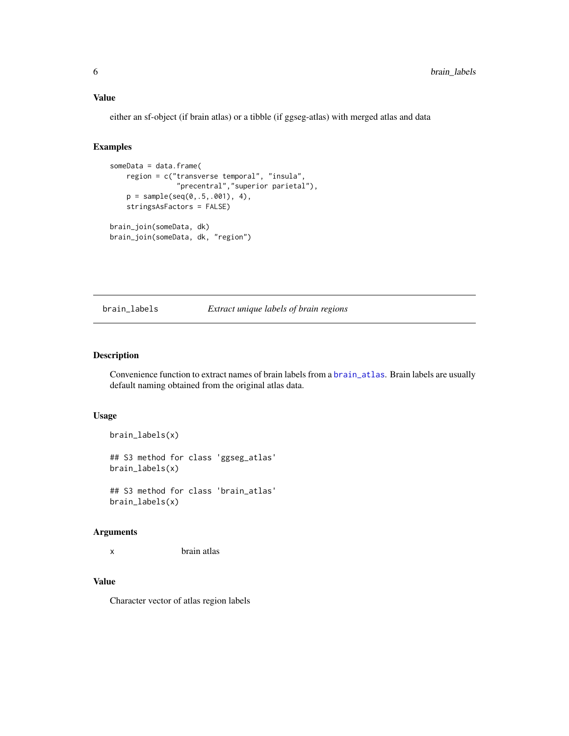### Value

either an sf-object (if brain atlas) or a tibble (if ggseg-atlas) with merged atlas and data

### Examples

```
someData = data.frame(
    region = c("transverse temporal", "insula",
               "precentral","superior parietal"),
    p = sample(seq(0,.5,.001), 4),
    stringsAsFactors = FALSE)

brain_join(someData, dk)
brain_join(someData, dk, "region")
```

---

## brain_labels *Extract unique labels of brain regions*

---

### Description

Convenience function to extract names of brain labels from a brain_atlas. Brain labels are usually default naming obtained from the original atlas data.

### Usage

```
brain_labels(x)

## S3 method for class 'ggseg_atlas'
brain_labels(x)

## S3 method for class 'brain_atlas'
brain_labels(x)
```

### Arguments

| | |
|---|---|
| x | brain atlas |

### Value

Character vector of atlas region labels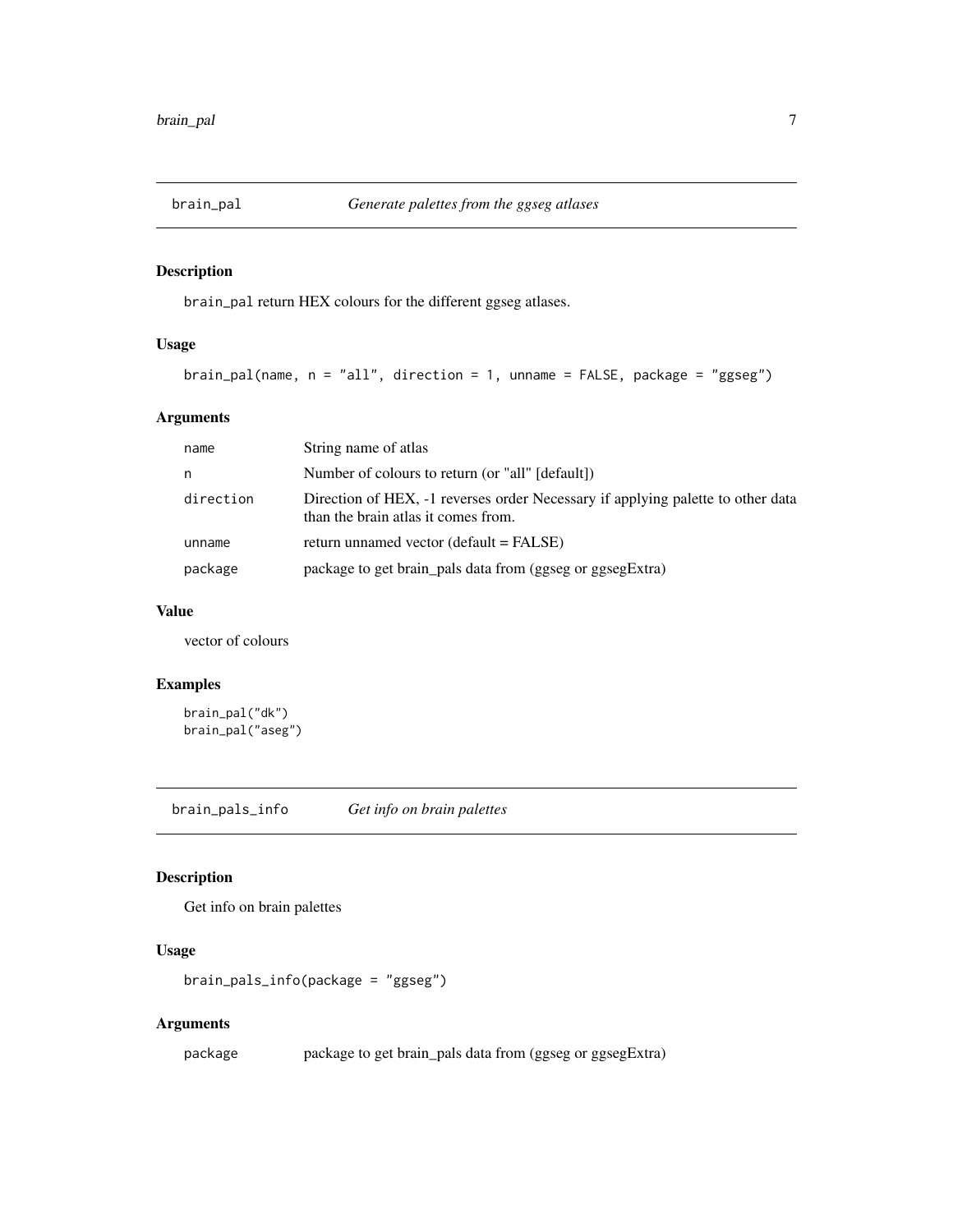## brain_pal — *Generate palettes from the ggseg atlases*

### Description

brain_pal return HEX colours for the different ggseg atlases.

### Usage

```
brain_pal(name, n = "all", direction = 1, unname = FALSE, package = "ggseg")
```

### Arguments

| Argument | Description |
|---|---|
| name | String name of atlas |
| n | Number of colours to return (or "all" [default]) |
| direction | Direction of HEX, -1 reverses order Necessary if applying palette to other data than the brain atlas it comes from. |
| unname | return unnamed vector (default = FALSE) |
| package | package to get brain_pals data from (ggseg or ggsegExtra) |

### Value

vector of colours

### Examples

```
brain_pal("dk")
brain_pal("aseg")
```

## brain_pals_info — *Get info on brain palettes*

### Description

Get info on brain palettes

### Usage

```
brain_pals_info(package = "ggseg")
```

### Arguments

| Argument | Description |
|---|---|
| package | package to get brain_pals data from (ggseg or ggsegExtra) |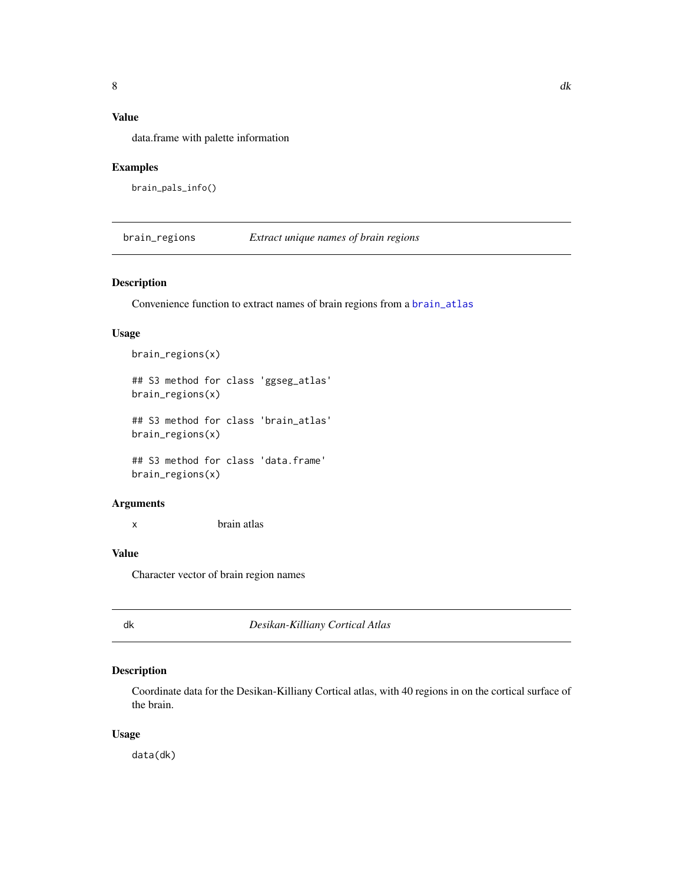## Value

data.frame with palette information

## Examples

```
brain_pals_info()
```

---

## brain_regions — *Extract unique names of brain regions*

### Description

Convenience function to extract names of brain regions from a brain_atlas

### Usage

```
brain_regions(x)

## S3 method for class 'ggseg_atlas'
brain_regions(x)

## S3 method for class 'brain_atlas'
brain_regions(x)

## S3 method for class 'data.frame'
brain_regions(x)
```

### Arguments

| | |
|---|---|
| x | brain atlas |

### Value

Character vector of brain region names

---

## dk — *Desikan-Killiany Cortical Atlas*

### Description

Coordinate data for the Desikan-Killiany Cortical atlas, with 40 regions in on the cortical surface of the brain.

### Usage

```
data(dk)
```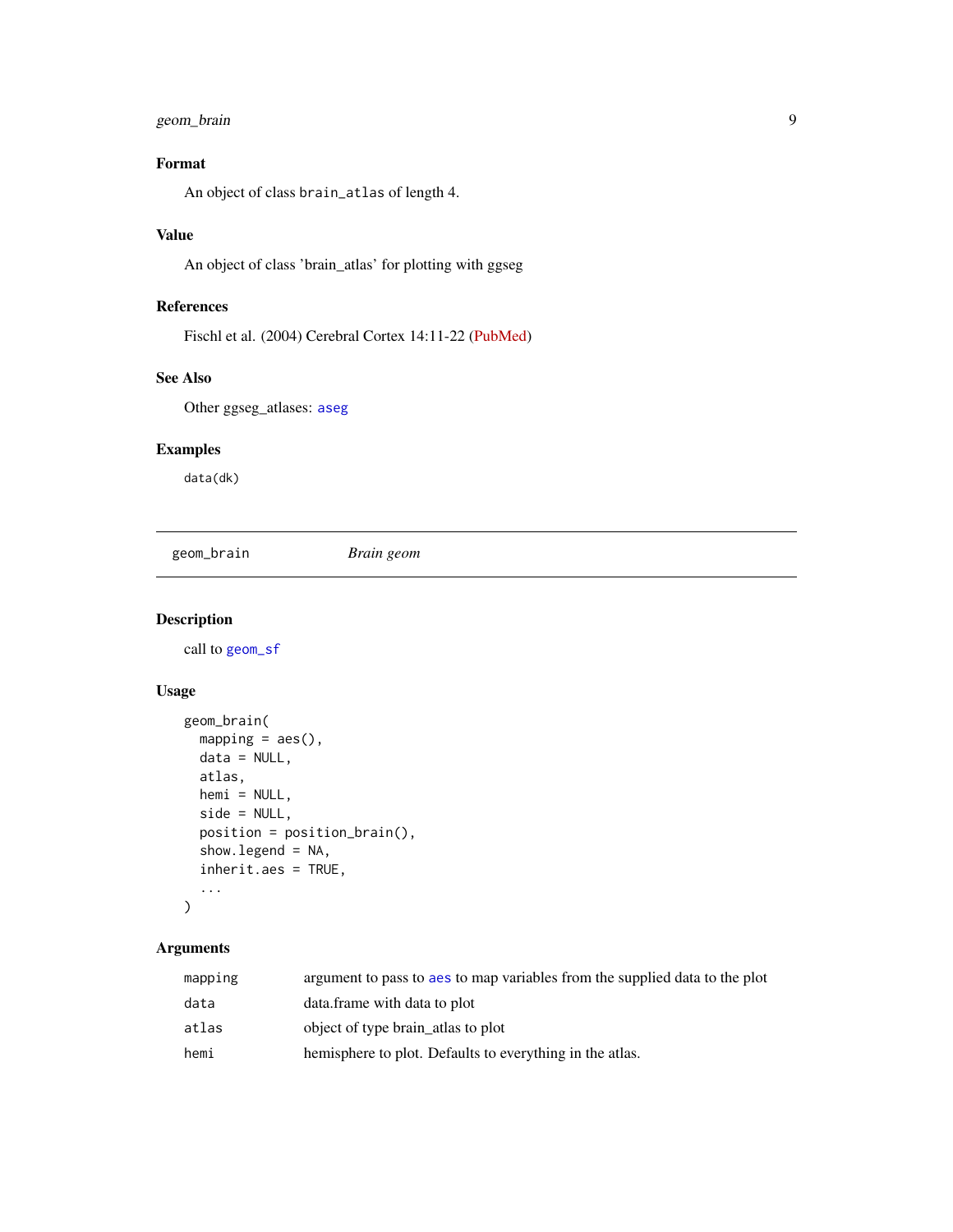## Format

An object of class `brain_atlas` of length 4.

## Value

An object of class 'brain_atlas' for plotting with ggseg

## References

Fischl et al. (2004) Cerebral Cortex 14:11-22 (PubMed)

## See Also

Other ggseg_atlases: `aseg`

## Examples

```
data(dk)
```

---

# `geom_brain` *Brain geom*

## Description

call to `geom_sf`

## Usage

```
geom_brain(
  mapping = aes(),
  data = NULL,
  atlas,
  hemi = NULL,
  side = NULL,
  position = position_brain(),
  show.legend = NA,
  inherit.aes = TRUE,
  ...
)
```

## Arguments

| | |
|---|---|
| `mapping` | argument to pass to `aes` to map variables from the supplied data to the plot |
| `data` | data.frame with data to plot |
| `atlas` | object of type brain_atlas to plot |
| `hemi` | hemisphere to plot. Defaults to everything in the atlas. |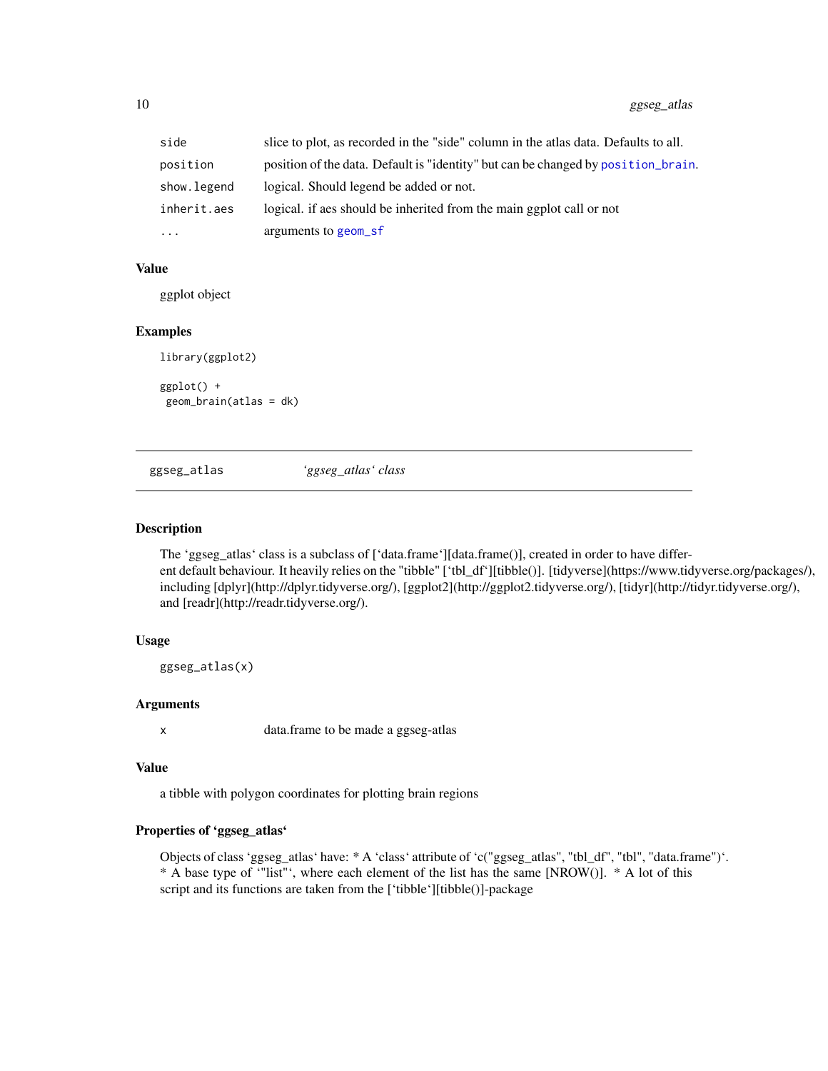| | |
|---|---|
| side | slice to plot, as recorded in the "side" column in the atlas data. Defaults to all. |
| position | position of the data. Default is "identity" but can be changed by position_brain. |
| show.legend | logical. Should legend be added or not. |
| inherit.aes | logical. if aes should be inherited from the main ggplot call or not |
| ... | arguments to geom_sf |

### Value

ggplot object

### Examples

```
library(ggplot2)

ggplot() +
 geom_brain(atlas = dk)
```

---

## ggseg_atlas *'ggseg_atlas' class*

### Description

The 'ggseg_atlas' class is a subclass of ['data.frame'][data.frame()], created in order to have different default behaviour. It heavily relies on the "tibble" ['tbl_df'][tibble()]. [tidyverse](https://www.tidyverse.org/packages/), including [dplyr](http://dplyr.tidyverse.org/), [ggplot2](http://ggplot2.tidyverse.org/), [tidyr](http://tidyr.tidyverse.org/), and [readr](http://readr.tidyverse.org/).

### Usage

```
ggseg_atlas(x)
```

### Arguments

| | |
|---|---|
| x | data.frame to be made a ggseg-atlas |

### Value

a tibble with polygon coordinates for plotting brain regions

### Properties of 'ggseg_atlas'

Objects of class 'ggseg_atlas' have: * A 'class' attribute of 'c("ggseg_atlas", "tbl_df", "tbl", "data.frame")'. * A base type of '"list"', where each element of the list has the same [NROW()]. * A lot of this script and its functions are taken from the ['tibble'][tibble()]-package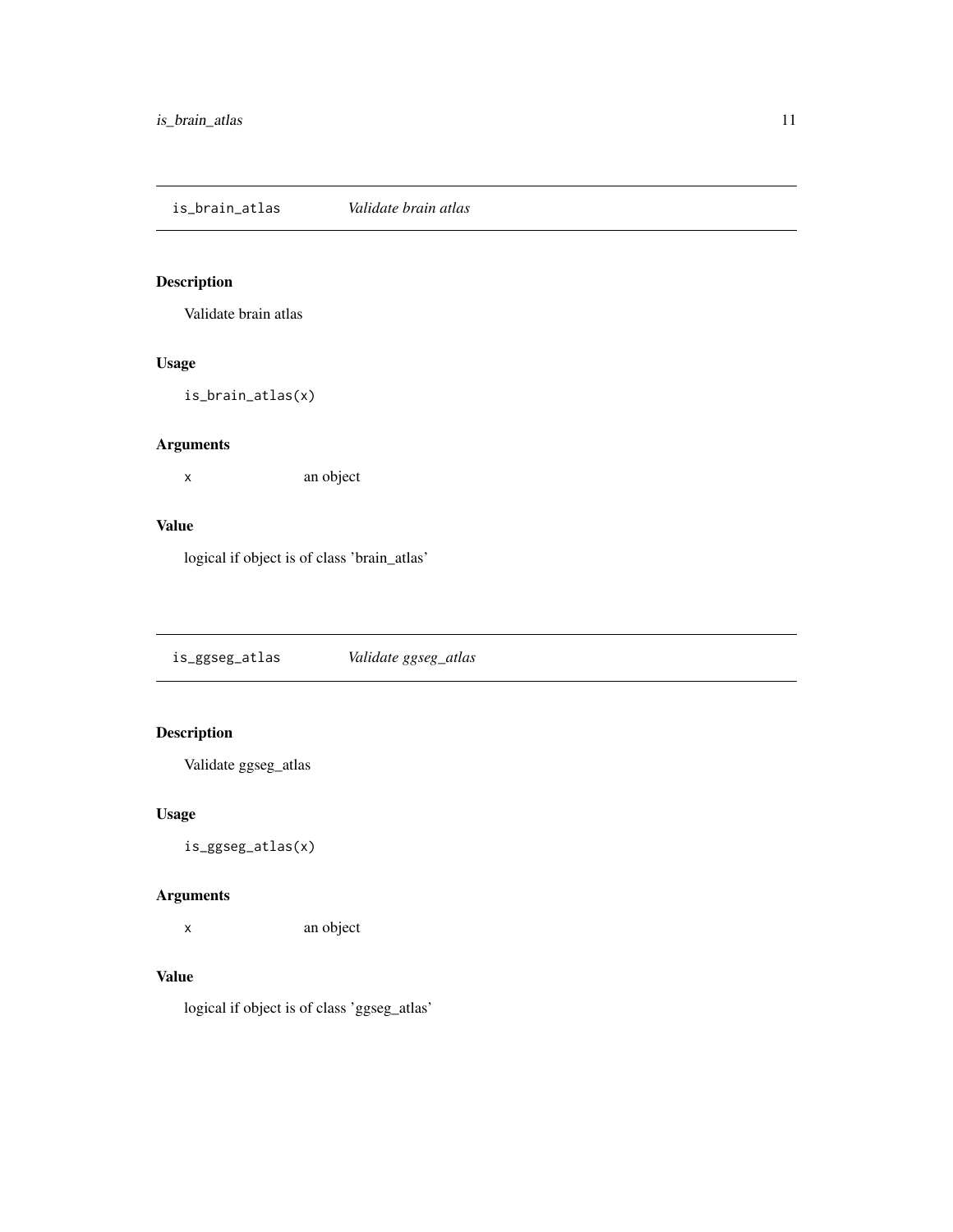## is_brain_atlas    *Validate brain atlas*

### Description

Validate brain atlas

### Usage

```
is_brain_atlas(x)
```

### Arguments

x    an object

### Value

logical if object is of class 'brain_atlas'

## is_ggseg_atlas    *Validate ggseg_atlas*

### Description

Validate ggseg_atlas

### Usage

```
is_ggseg_atlas(x)
```

### Arguments

x    an object

### Value

logical if object is of class 'ggseg_atlas'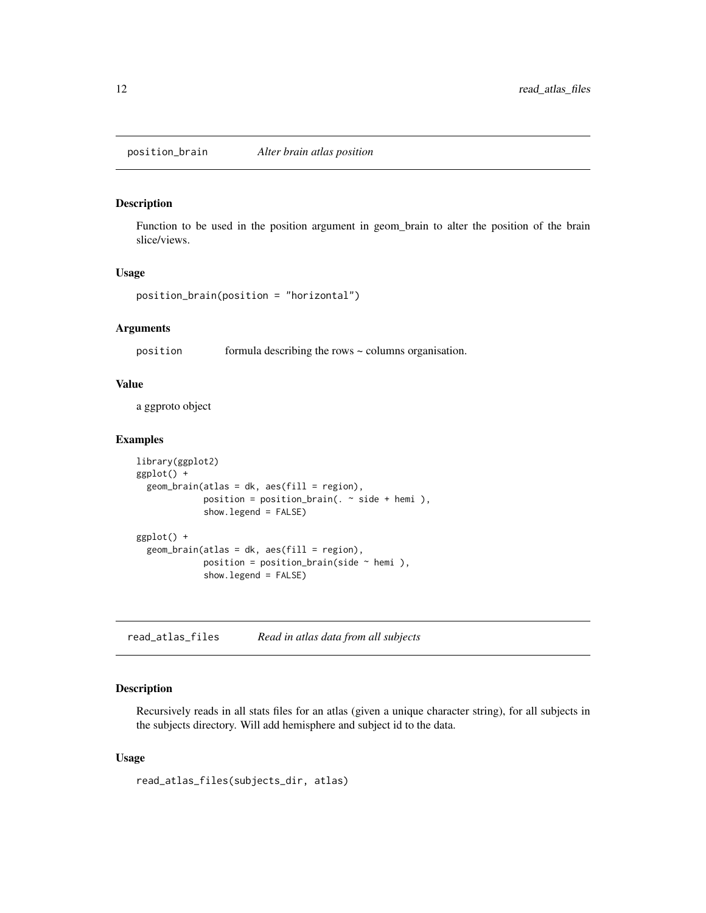## position_brain *Alter brain atlas position*

### Description

Function to be used in the position argument in geom_brain to alter the position of the brain slice/views.

### Usage

```
position_brain(position = "horizontal")
```

### Arguments

position    formula describing the rows ~ columns organisation.

### Value

a ggproto object

### Examples

```
library(ggplot2)
ggplot() +
  geom_brain(atlas = dk, aes(fill = region),
             position = position_brain(. ~ side + hemi ),
             show.legend = FALSE)

ggplot() +
  geom_brain(atlas = dk, aes(fill = region),
             position = position_brain(side ~ hemi ),
             show.legend = FALSE)
```

## read_atlas_files *Read in atlas data from all subjects*

### Description

Recursively reads in all stats files for an atlas (given a unique character string), for all subjects in the subjects directory. Will add hemisphere and subject id to the data.

### Usage

```
read_atlas_files(subjects_dir, atlas)
```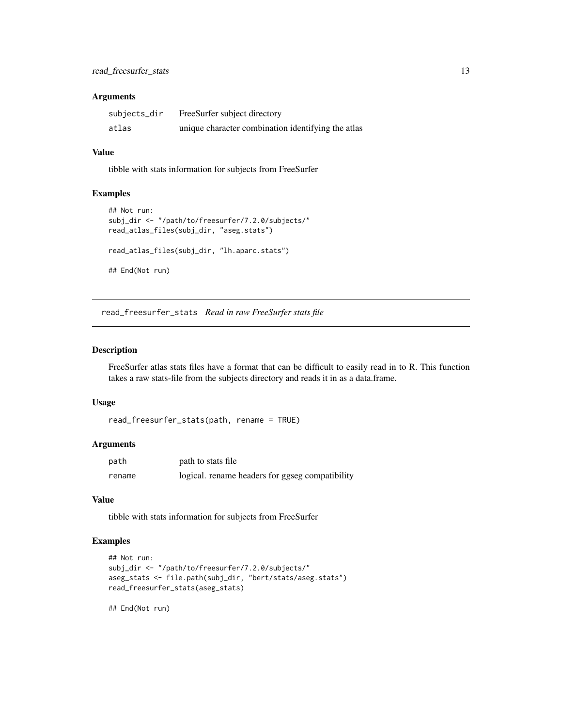### Arguments

| | |
|---|---|
| subjects_dir | FreeSurfer subject directory |
| atlas | unique character combination identifying the atlas |

### Value

tibble with stats information for subjects from FreeSurfer

### Examples

```
## Not run:
subj_dir <- "/path/to/freesurfer/7.2.0/subjects/"
read_atlas_files(subj_dir, "aseg.stats")

read_atlas_files(subj_dir, "lh.aparc.stats")

## End(Not run)
```

---

## read_freesurfer_stats *Read in raw FreeSurfer stats file*

### Description

FreeSurfer atlas stats files have a format that can be difficult to easily read in to R. This function takes a raw stats-file from the subjects directory and reads it in as a data.frame.

### Usage

```
read_freesurfer_stats(path, rename = TRUE)
```

### Arguments

| | |
|---|---|
| path | path to stats file |
| rename | logical. rename headers for ggseg compatibility |

### Value

tibble with stats information for subjects from FreeSurfer

### Examples

```
## Not run:
subj_dir <- "/path/to/freesurfer/7.2.0/subjects/"
aseg_stats <- file.path(subj_dir, "bert/stats/aseg.stats")
read_freesurfer_stats(aseg_stats)

## End(Not run)
```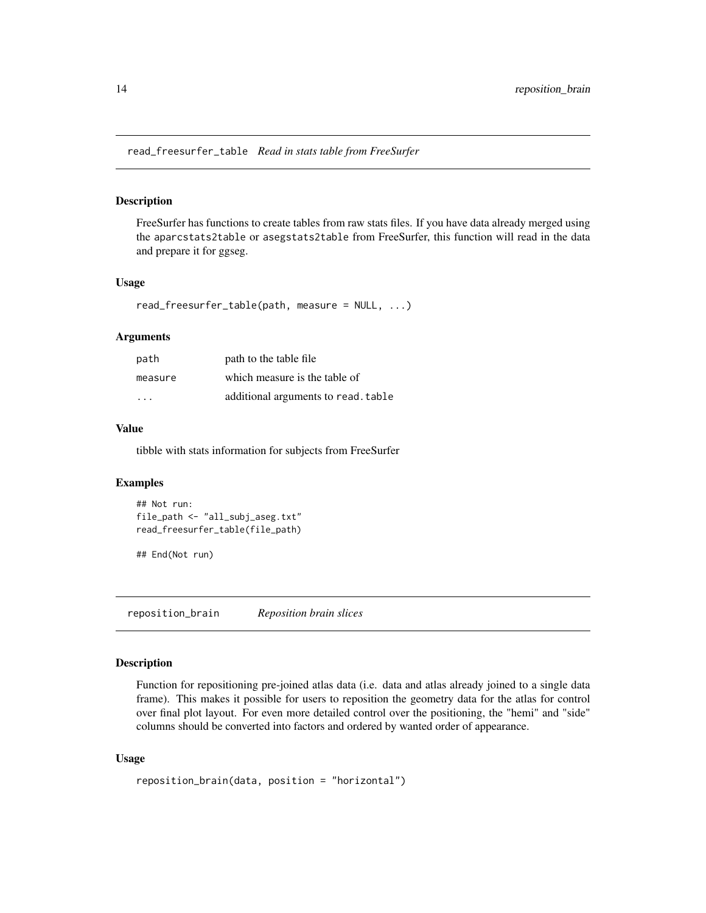## read_freesurfer_table *Read in stats table from FreeSurfer*

### Description

FreeSurfer has functions to create tables from raw stats files. If you have data already merged using the aparcstats2table or asegstats2table from FreeSurfer, this function will read in the data and prepare it for ggseg.

### Usage

```
read_freesurfer_table(path, measure = NULL, ...)
```

### Arguments

| | |
|---|---|
| path | path to the table file |
| measure | which measure is the table of |
| ... | additional arguments to read.table |

### Value

tibble with stats information for subjects from FreeSurfer

### Examples

```
## Not run:
file_path <- "all_subj_aseg.txt"
read_freesurfer_table(file_path)

## End(Not run)
```

## reposition_brain *Reposition brain slices*

### Description

Function for repositioning pre-joined atlas data (i.e. data and atlas already joined to a single data frame). This makes it possible for users to reposition the geometry data for the atlas for control over final plot layout. For even more detailed control over the positioning, the "hemi" and "side" columns should be converted into factors and ordered by wanted order of appearance.

### Usage

```
reposition_brain(data, position = "horizontal")
```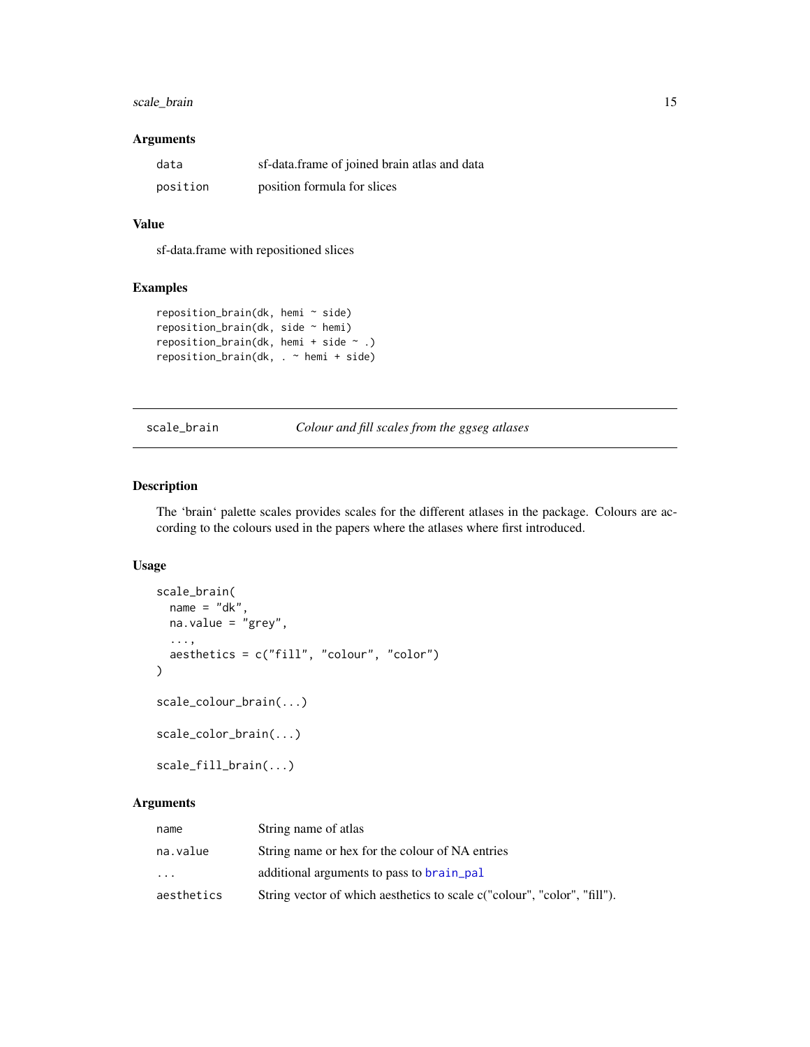### Arguments

| | |
|---|---|
| data | sf-data.frame of joined brain atlas and data |
| position | position formula for slices |

### Value

sf-data.frame with repositioned slices

### Examples

```
reposition_brain(dk, hemi ~ side)
reposition_brain(dk, side ~ hemi)
reposition_brain(dk, hemi + side ~ .)
reposition_brain(dk, . ~ hemi + side)
```

---

## scale_brain — *Colour and fill scales from the ggseg atlases*

### Description

The 'brain' palette scales provides scales for the different atlases in the package. Colours are according to the colours used in the papers where the atlases where first introduced.

### Usage

```
scale_brain(
  name = "dk",
  na.value = "grey",
  ...,
  aesthetics = c("fill", "colour", "color")
)

scale_colour_brain(...)

scale_color_brain(...)

scale_fill_brain(...)
```

### Arguments

| | |
|---|---|
| name | String name of atlas |
| na.value | String name or hex for the colour of NA entries |
| ... | additional arguments to pass to brain_pal |
| aesthetics | String vector of which aesthetics to scale c("colour", "color", "fill"). |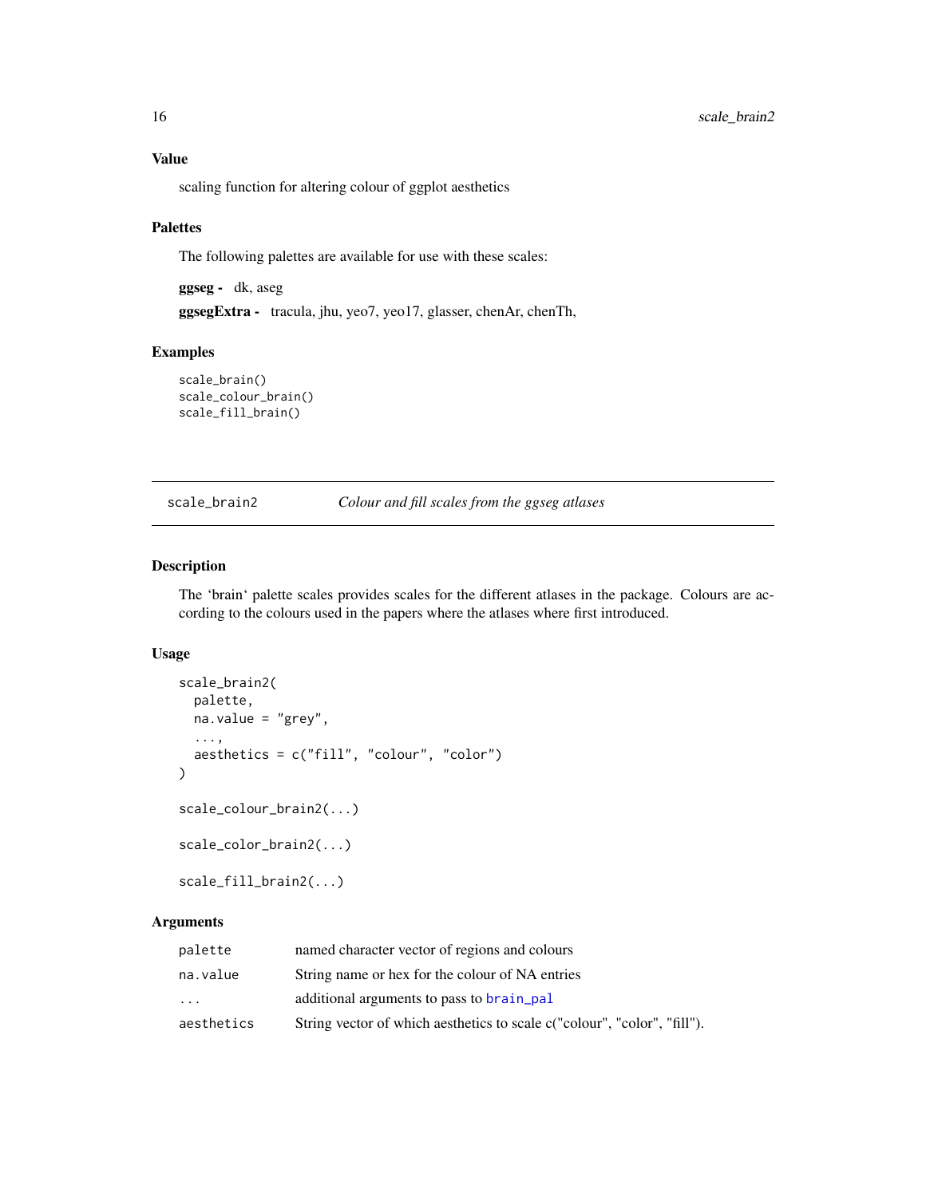### Value

scaling function for altering colour of ggplot aesthetics

### Palettes

The following palettes are available for use with these scales:

**ggseg -** dk, aseg

**ggsegExtra -** tracula, jhu, yeo7, yeo17, glasser, chenAr, chenTh,

### Examples

```
scale_brain()
scale_colour_brain()
scale_fill_brain()
```

---

## scale_brain2 — *Colour and fill scales from the ggseg atlases*

### Description

The 'brain' palette scales provides scales for the different atlases in the package. Colours are according to the colours used in the papers where the atlases where first introduced.

### Usage

```
scale_brain2(
  palette,
  na.value = "grey",
  ...,
  aesthetics = c("fill", "colour", "color")
)

scale_colour_brain2(...)

scale_color_brain2(...)

scale_fill_brain2(...)
```

### Arguments

| | |
|---|---|
| palette | named character vector of regions and colours |
| na.value | String name or hex for the colour of NA entries |
| ... | additional arguments to pass to brain_pal |
| aesthetics | String vector of which aesthetics to scale c("colour", "color", "fill"). |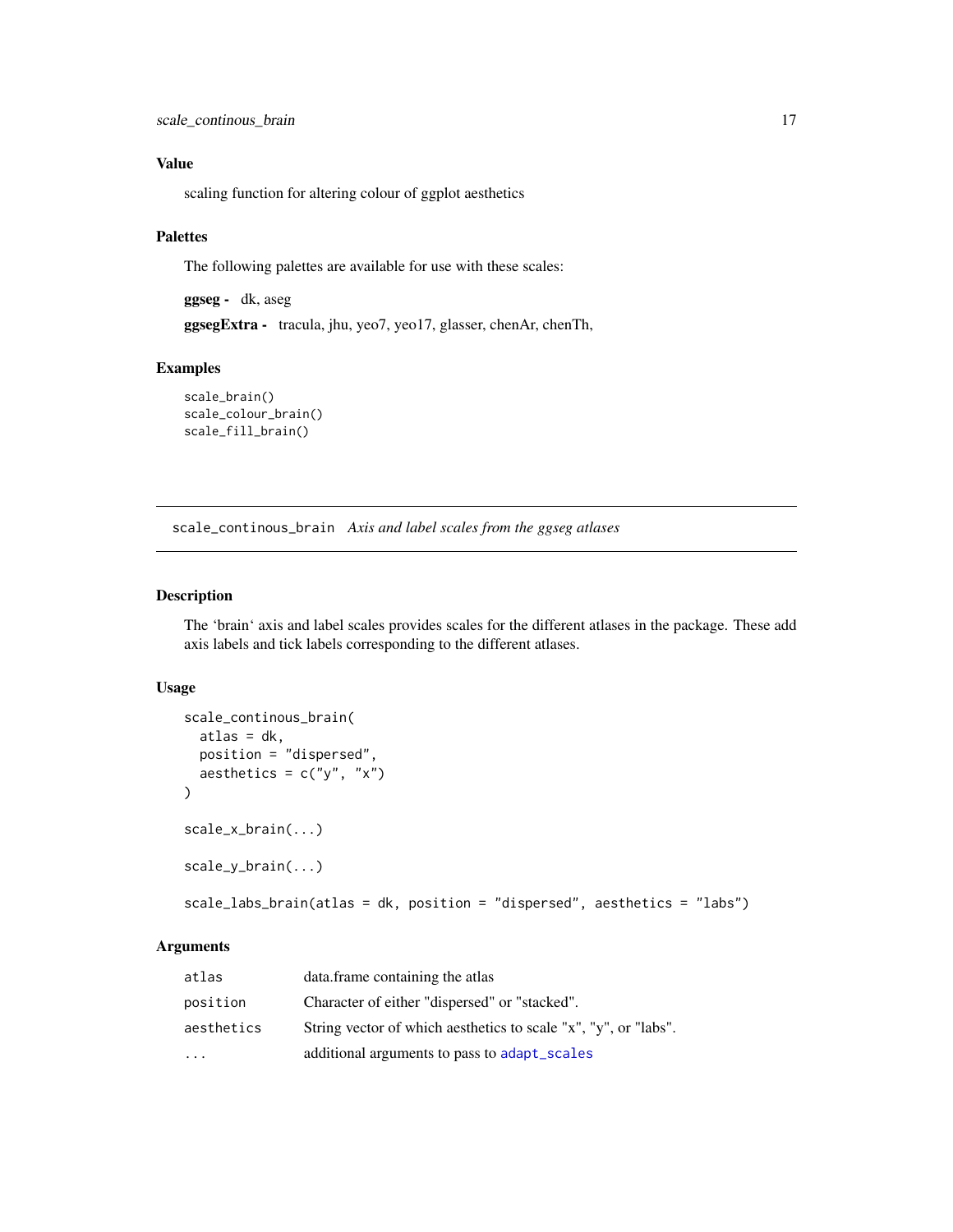### Value

scaling function for altering colour of ggplot aesthetics

### Palettes

The following palettes are available for use with these scales:

**ggseg -** dk, aseg

**ggsegExtra -** tracula, jhu, yeo7, yeo17, glasser, chenAr, chenTh,

### Examples

```
scale_brain()
scale_colour_brain()
scale_fill_brain()
```

---

## `scale_continous_brain` *Axis and label scales from the ggseg atlases*

---

### Description

The ‘brain‘ axis and label scales provides scales for the different atlases in the package. These add axis labels and tick labels corresponding to the different atlases.

### Usage

```
scale_continous_brain(
  atlas = dk,
  position = "dispersed",
  aesthetics = c("y", "x")
)

scale_x_brain(...)

scale_y_brain(...)

scale_labs_brain(atlas = dk, position = "dispersed", aesthetics = "labs")
```

### Arguments

| | |
|---|---|
| `atlas` | data.frame containing the atlas |
| `position` | Character of either "dispersed" or "stacked". |
| `aesthetics` | String vector of which aesthetics to scale "x", "y", or "labs". |
| `...` | additional arguments to pass to `adapt_scales` |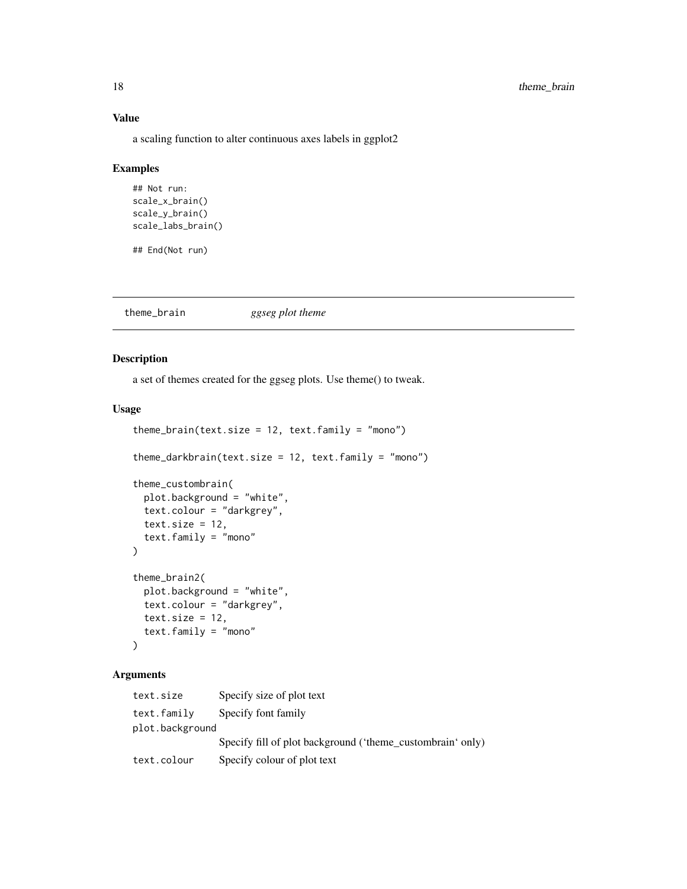## Value

a scaling function to alter continuous axes labels in ggplot2

## Examples

```
## Not run:
scale_x_brain()
scale_y_brain()
scale_labs_brain()

## End(Not run)
```

---

theme_brain *ggseg plot theme*

---

## Description

a set of themes created for the ggseg plots. Use theme() to tweak.

## Usage

```
theme_brain(text.size = 12, text.family = "mono")

theme_darkbrain(text.size = 12, text.family = "mono")

theme_custombrain(
  plot.background = "white",
  text.colour = "darkgrey",
  text.size = 12,
  text.family = "mono"
)

theme_brain2(
  plot.background = "white",
  text.colour = "darkgrey",
  text.size = 12,
  text.family = "mono"
)
```

## Arguments

| | |
|---|---|
| text.size | Specify size of plot text |
| text.family | Specify font family |
| plot.background | Specify fill of plot background ('theme_custombrain' only) |
| text.colour | Specify colour of plot text |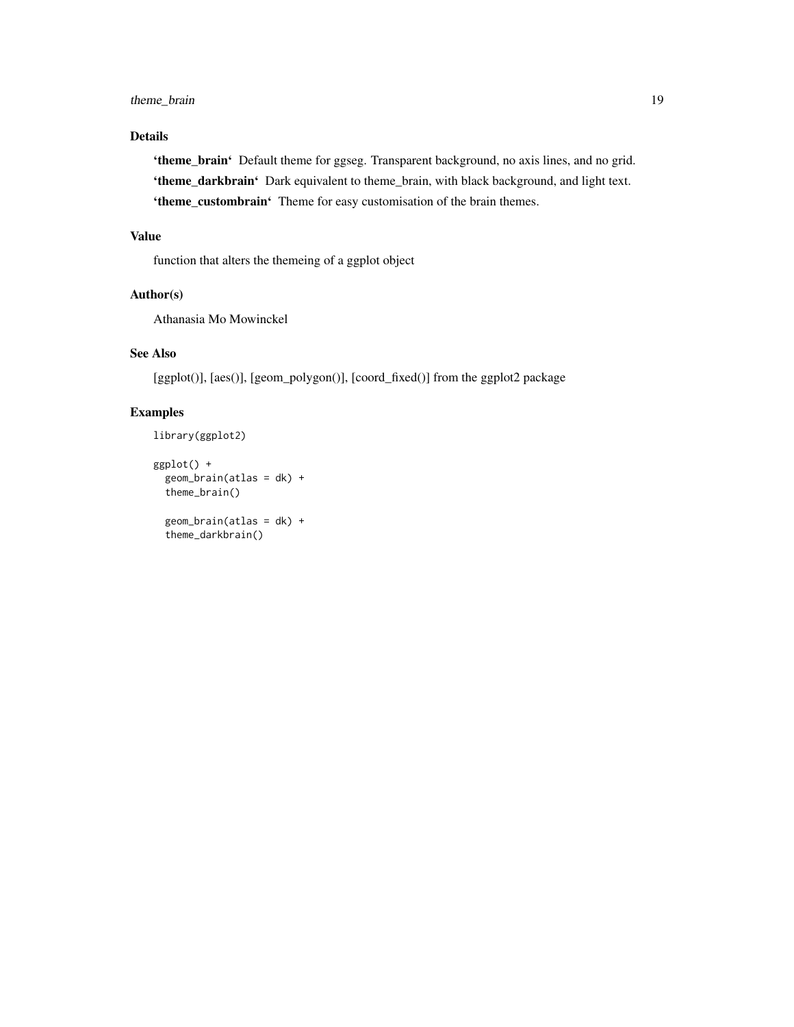## Details

**'theme_brain'** Default theme for ggseg. Transparent background, no axis lines, and no grid.

**'theme_darkbrain'** Dark equivalent to theme_brain, with black background, and light text.

**'theme_custombrain'** Theme for easy customisation of the brain themes.

## Value

function that alters the themeing of a ggplot object

## Author(s)

Athanasia Mo Mowinckel

## See Also

[ggplot()], [aes()], [geom_polygon()], [coord_fixed()] from the ggplot2 package

## Examples

```
library(ggplot2)

ggplot() +
  geom_brain(atlas = dk) +
  theme_brain()

  geom_brain(atlas = dk) +
  theme_darkbrain()
```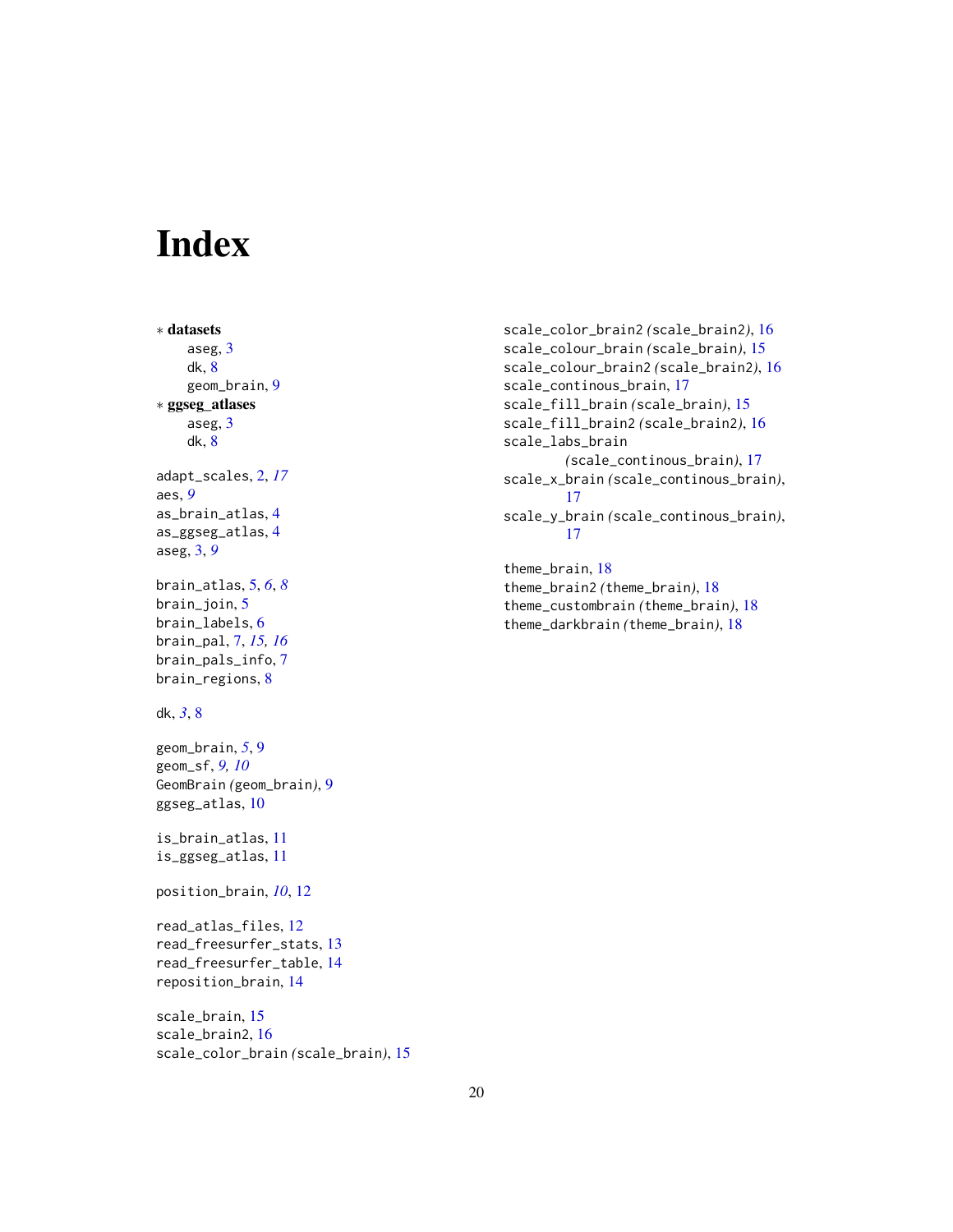# Index

∗ **datasets**
  aseg, 3
  dk, 8
  geom_brain, 9

∗ **ggseg_atlases**
  aseg, 3
  dk, 8

adapt_scales, 2, *17*
aes, *9*
as_brain_atlas, 4
as_ggseg_atlas, 4
aseg, 3, *9*

brain_atlas, 5, *6*, *8*
brain_join, 5
brain_labels, 6
brain_pal, 7, *15*, *16*
brain_pals_info, 7
brain_regions, 8

dk, *3*, 8

geom_brain, *5*, 9
geom_sf, *9*, *10*
GeomBrain *(*geom_brain*)*, 9
ggseg_atlas, 10

is_brain_atlas, 11
is_ggseg_atlas, 11

position_brain, *10*, 12

read_atlas_files, 12
read_freesurfer_stats, 13
read_freesurfer_table, 14
reposition_brain, 14

scale_brain, 15
scale_brain2, 16
scale_color_brain *(*scale_brain*)*, 15
scale_color_brain2 *(*scale_brain2*)*, 16
scale_colour_brain *(*scale_brain*)*, 15
scale_colour_brain2 *(*scale_brain2*)*, 16
scale_continous_brain, 17
scale_fill_brain *(*scale_brain*)*, 15
scale_fill_brain2 *(*scale_brain2*)*, 16
scale_labs_brain *(*scale_continous_brain*)*, 17
scale_x_brain *(*scale_continous_brain*)*, 17
scale_y_brain *(*scale_continous_brain*)*, 17

theme_brain, 18
theme_brain2 *(*theme_brain*)*, 18
theme_custombrain *(*theme_brain*)*, 18
theme_darkbrain *(*theme_brain*)*, 18